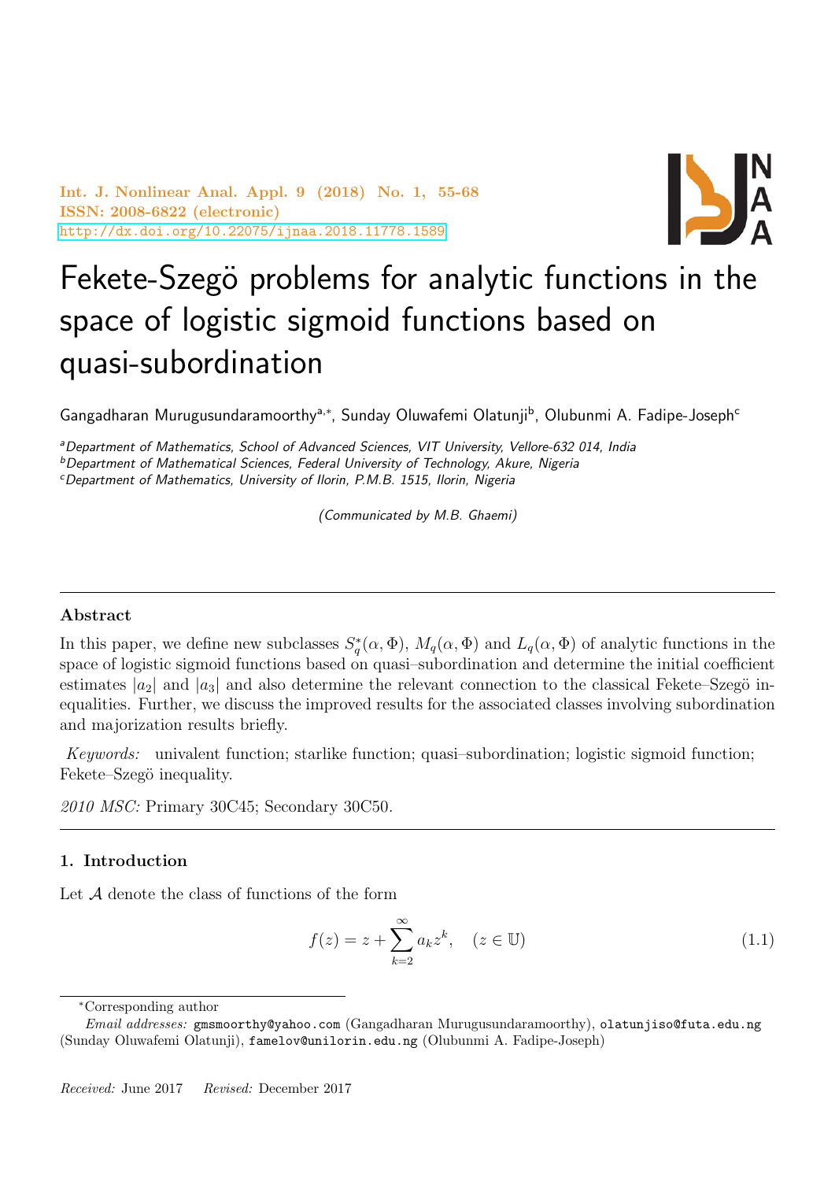# Fekete-Szegö problems for analytic functions in the space of logistic sigmoid functions based on quasi-subordination

Gangadharan Murugusundaramoorthy[a,*], Sunday Oluwafemi Olatunji[b], Olubunmi A. Fadipe-Joseph[c]

[a]*Department of Mathematics, School of Advanced Sciences, VIT University, Vellore-632 014, India*
[b]*Department of Mathematical Sciences, Federal University of Technology, Akure, Nigeria*
[c]*Department of Mathematics, University of Ilorin, P.M.B. 1515, Ilorin, Nigeria*

*(Communicated by M.B. Ghaemi)*

---

### Abstract

In this paper, we define new subclasses $S_q^*(\alpha, \Phi)$, $M_q(\alpha, \Phi)$ and $L_q(\alpha, \Phi)$ of analytic functions in the space of logistic sigmoid functions based on quasi–subordination and determine the initial coefficient estimates $|a_2|$ and $|a_3|$ and also determine the relevant connection to the classical Fekete–Szegö inequalities. Further, we discuss the improved results for the associated classes involving subordination and majorization results briefly.

*Keywords:* univalent function; starlike function; quasi–subordination; logistic sigmoid function; Fekete–Szegö inequality.

*2010 MSC:* Primary 30C45; Secondary 30C50.

---

## 1. Introduction

Let $\mathcal{A}$ denote the class of functions of the form

$$f(z) = z + \sum_{k=2}^{\infty} a_k z^k, \quad (z \in \mathbb{U}) \tag{1.1}$$

*Corresponding author

*Email addresses:* gmsmoorthy@yahoo.com (Gangadharan Murugusundaramoorthy), olatunjiso@futa.edu.ng (Sunday Oluwafemi Olatunji), famelov@unilorin.edu.ng (Olubunmi A. Fadipe-Joseph)

*Received:* June 2017 *Revised:* December 2017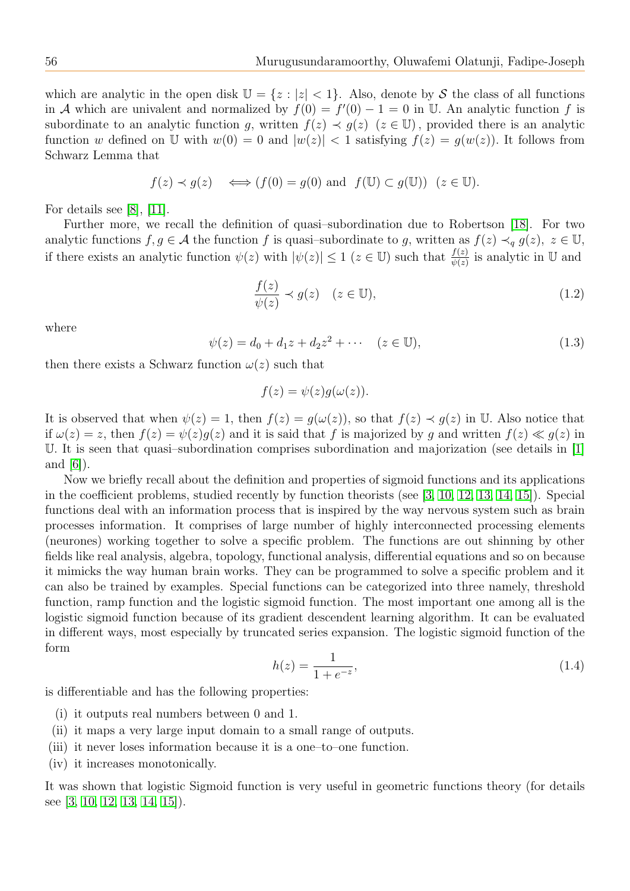which are analytic in the open disk $\mathbb{U} = \{z : |z| < 1\}$. Also, denote by $\mathcal{S}$ the class of all functions in $\mathcal{A}$ which are univalent and normalized by $f(0) = f'(0) - 1 = 0$ in $\mathbb{U}$. An analytic function $f$ is subordinate to an analytic function $g$, written $f(z) \prec g(z)$ $(z \in \mathbb{U})$, provided there is an analytic function $w$ defined on $\mathbb{U}$ with $w(0) = 0$ and $|w(z)| < 1$ satisfying $f(z) = g(w(z))$. It follows from Schwarz Lemma that

$$f(z) \prec g(z) \quad \Longleftrightarrow (f(0) = g(0) \text{ and } f(\mathbb{U}) \subset g(\mathbb{U})) \quad (z \in \mathbb{U}).$$

For details see [8], [11].

Further more, we recall the definition of quasi–subordination due to Robertson [18]. For two analytic functions $f, g \in \mathcal{A}$ the function $f$ is quasi–subordinate to $g$, written as $f(z) \prec_q g(z)$, $z \in \mathbb{U}$, if there exists an analytic function $\psi(z)$ with $|\psi(z)| \leq 1$ $(z \in \mathbb{U})$ such that $\frac{f(z)}{\psi(z)}$ is analytic in $\mathbb{U}$ and

$$\frac{f(z)}{\psi(z)} \prec g(z) \quad (z \in \mathbb{U}), \tag{1.2}$$

where

$$\psi(z) = d_0 + d_1 z + d_2 z^2 + \cdots \quad (z \in \mathbb{U}), \tag{1.3}$$

then there exists a Schwarz function $\omega(z)$ such that

$$f(z) = \psi(z) g(\omega(z)).$$

It is observed that when $\psi(z) = 1$, then $f(z) = g(\omega(z))$, so that $f(z) \prec g(z)$ in $\mathbb{U}$. Also notice that if $\omega(z) = z$, then $f(z) = \psi(z)g(z)$ and it is said that $f$ is majorized by $g$ and written $f(z) \ll g(z)$ in $\mathbb{U}$. It is seen that quasi–subordination comprises subordination and majorization (see details in [1] and [6]).

Now we briefly recall about the definition and properties of sigmoid functions and its applications in the coefficient problems, studied recently by function theorists (see [3, 10, 12, 13, 14, 15]). Special functions deal with an information process that is inspired by the way nervous system such as brain processes information. It comprises of large number of highly interconnected processing elements (neurones) working together to solve a specific problem. The functions are out shinning by other fields like real analysis, algebra, topology, functional analysis, differential equations and so on because it mimicks the way human brain works. They can be programmed to solve a specific problem and it can also be trained by examples. Special functions can be categorized into three namely, threshold function, ramp function and the logistic sigmoid function. The most important one among all is the logistic sigmoid function because of its gradient descendent learning algorithm. It can be evaluated in different ways, most especially by truncated series expansion. The logistic sigmoid function of the form

$$h(z) = \frac{1}{1 + e^{-z}}, \tag{1.4}$$

is differentiable and has the following properties:

(i) it outputs real numbers between 0 and 1.

(ii) it maps a very large input domain to a small range of outputs.

(iii) it never loses information because it is a one–to–one function.

(iv) it increases monotonically.

It was shown that logistic Sigmoid function is very useful in geometric functions theory (for details see [3, 10, 12, 13, 14, 15]).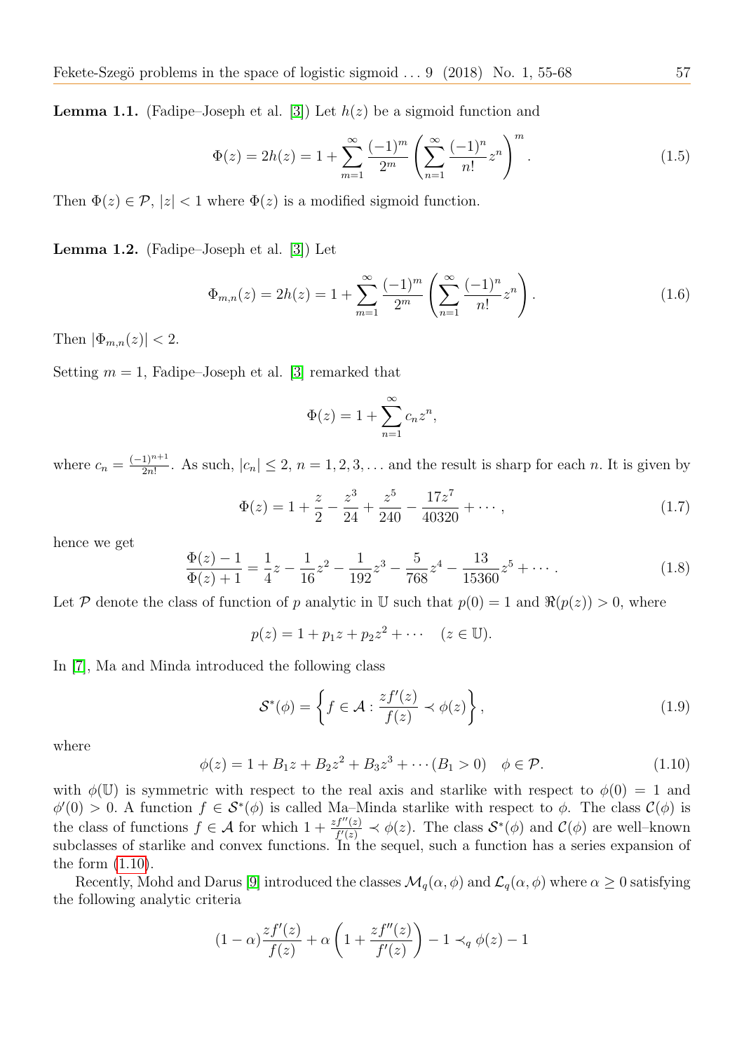**Lemma 1.1.** (Fadipe–Joseph et al. [3]) Let $h(z)$ be a sigmoid function and

$$\Phi(z) = 2h(z) = 1 + \sum_{m=1}^{\infty} \frac{(-1)^m}{2^m} \left( \sum_{n=1}^{\infty} \frac{(-1)^n}{n!} z^n \right)^m . \tag{1.5}$$

Then $\Phi(z) \in \mathcal{P}$, $|z| < 1$ where $\Phi(z)$ is a modified sigmoid function.

**Lemma 1.2.** (Fadipe–Joseph et al. [3]) Let

$$\Phi_{m,n}(z) = 2h(z) = 1 + \sum_{m=1}^{\infty} \frac{(-1)^m}{2^m} \left( \sum_{n=1}^{\infty} \frac{(-1)^n}{n!} z^n \right). \tag{1.6}$$

Then $|\Phi_{m,n}(z)| < 2$.

Setting $m = 1$, Fadipe–Joseph et al. [3] remarked that

$$\Phi(z) = 1 + \sum_{n=1}^{\infty} c_n z^n,$$

where $c_n = \frac{(-1)^{n+1}}{2n!}$. As such, $|c_n| \leq 2$, $n = 1, 2, 3, \ldots$ and the result is sharp for each $n$. It is given by

$$\Phi(z) = 1 + \frac{z}{2} - \frac{z^3}{24} + \frac{z^5}{240} - \frac{17z^7}{40320} + \cdots , \tag{1.7}$$

hence we get

$$\frac{\Phi(z) - 1}{\Phi(z) + 1} = \frac{1}{4}z - \frac{1}{16}z^2 - \frac{1}{192}z^3 - \frac{5}{768}z^4 - \frac{13}{15360}z^5 + \cdots . \tag{1.8}$$

Let $\mathcal{P}$ denote the class of function of $p$ analytic in $\mathbb{U}$ such that $p(0) = 1$ and $\Re(p(z)) > 0$, where

$$p(z) = 1 + p_1 z + p_2 z^2 + \cdots \quad (z \in \mathbb{U}).$$

In [7], Ma and Minda introduced the following class

$$\mathcal{S}^*(\phi) = \left\{ f \in \mathcal{A} : \frac{zf'(z)}{f(z)} \prec \phi(z) \right\}, \tag{1.9}$$

where

$$\phi(z) = 1 + B_1 z + B_2 z^2 + B_3 z^3 + \cdots (B_1 > 0) \quad \phi \in \mathcal{P}. \tag{1.10}$$

with $\phi(\mathbb{U})$ is symmetric with respect to the real axis and starlike with respect to $\phi(0) = 1$ and $\phi'(0) > 0$. A function $f \in \mathcal{S}^*(\phi)$ is called Ma–Minda starlike with respect to $\phi$. The class $\mathcal{C}(\phi)$ is the class of functions $f \in \mathcal{A}$ for which $1 + \frac{zf''(z)}{f'(z)} \prec \phi(z)$. The class $\mathcal{S}^*(\phi)$ and $\mathcal{C}(\phi)$ are well–known subclasses of starlike and convex functions. In the sequel, such a function has a series expansion of the form (1.10).

Recently, Mohd and Darus [9] introduced the classes $\mathcal{M}_q(\alpha, \phi)$ and $\mathcal{L}_q(\alpha, \phi)$ where $\alpha \geq 0$ satisfying the following analytic criteria

$$(1 - \alpha)\frac{zf'(z)}{f(z)} + \alpha \left( 1 + \frac{zf''(z)}{f'(z)} \right) - 1 \prec_q \phi(z) - 1$$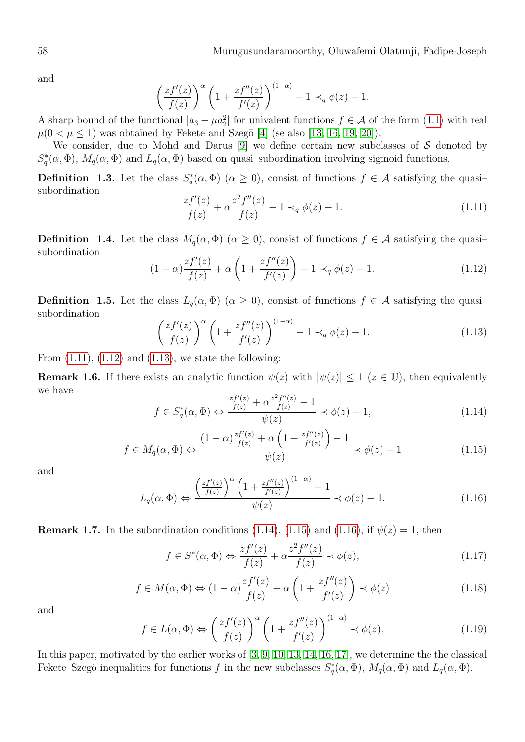and

$$\left(\frac{zf'(z)}{f(z)}\right)^{\alpha}\left(1+\frac{zf''(z)}{f'(z)}\right)^{(1-\alpha)}-1\prec_q \phi(z)-1.$$

A sharp bound of the functional $|a_3-\mu a_2^2|$ for univalent functions $f\in\mathcal{A}$ of the form (1.1) with real $\mu(0<\mu\le 1)$ was obtained by Fekete and Szegö [4] (se also [13, 16, 19, 20]).

We consider, due to Mohd and Darus [9] we define certain new subclasses of $\mathcal{S}$ denoted by $S_q^*(\alpha,\Phi)$, $M_q(\alpha,\Phi)$ and $L_q(\alpha,\Phi)$ based on quasi–subordination involving sigmoid functions.

**Definition 1.3.** Let the class $S_q^*(\alpha,\Phi)$ $(\alpha\ge 0)$, consist of functions $f\in\mathcal{A}$ satisfying the quasi–subordination

$$\frac{zf'(z)}{f(z)}+\alpha\frac{z^2f''(z)}{f(z)}-1\prec_q \phi(z)-1. \tag{1.11}$$

**Definition 1.4.** Let the class $M_q(\alpha,\Phi)$ $(\alpha\ge 0)$, consist of functions $f\in\mathcal{A}$ satisfying the quasi–subordination

$$(1-\alpha)\frac{zf'(z)}{f(z)}+\alpha\left(1+\frac{zf''(z)}{f'(z)}\right)-1\prec_q \phi(z)-1. \tag{1.12}$$

**Definition 1.5.** Let the class $L_q(\alpha,\Phi)$ $(\alpha\ge 0)$, consist of functions $f\in\mathcal{A}$ satisfying the quasi–subordination

$$\left(\frac{zf'(z)}{f(z)}\right)^{\alpha}\left(1+\frac{zf''(z)}{f'(z)}\right)^{(1-\alpha)}-1\prec_q \phi(z)-1. \tag{1.13}$$

From (1.11), (1.12) and (1.13), we state the following:

**Remark 1.6.** If there exists an analytic function $\psi(z)$ with $|\psi(z)|\le 1$ $(z\in\mathbb{U})$, then equivalently we have

$$f\in S_q^*(\alpha,\Phi)\Leftrightarrow\frac{\frac{zf'(z)}{f(z)}+\alpha\frac{z^2f''(z)}{f(z)}-1}{\psi(z)}\prec\phi(z)-1, \tag{1.14}$$

$$f\in M_q(\alpha,\Phi)\Leftrightarrow\frac{(1-\alpha)\frac{zf'(z)}{f(z)}+\alpha\left(1+\frac{zf''(z)}{f'(z)}\right)-1}{\psi(z)}\prec\phi(z)-1 \tag{1.15}$$

and

$$L_q(\alpha,\Phi)\Leftrightarrow\frac{\left(\frac{zf'(z)}{f(z)}\right)^{\alpha}\left(1+\frac{zf''(z)}{f'(z)}\right)^{(1-\alpha)}-1}{\psi(z)}\prec\phi(z)-1. \tag{1.16}$$

**Remark 1.7.** In the subordination conditions (1.14), (1.15) and (1.16), if $\psi(z)=1$, then

$$f\in S^*(\alpha,\Phi)\Leftrightarrow\frac{zf'(z)}{f(z)}+\alpha\frac{z^2f''(z)}{f(z)}\prec\phi(z), \tag{1.17}$$

$$f\in M(\alpha,\Phi)\Leftrightarrow(1-\alpha)\frac{zf'(z)}{f(z)}+\alpha\left(1+\frac{zf''(z)}{f'(z)}\right)\prec\phi(z) \tag{1.18}$$

and

$$f\in L(\alpha,\Phi)\Leftrightarrow\left(\frac{zf'(z)}{f(z)}\right)^{\alpha}\left(1+\frac{zf''(z)}{f'(z)}\right)^{(1-\alpha)}\prec\phi(z). \tag{1.19}$$

In this paper, motivated by the earlier works of [3, 9, 10, 13, 14, 16, 17], we determine the the classical Fekete–Szegö inequalities for functions $f$ in the new subclasses $S_q^*(\alpha,\Phi)$, $M_q(\alpha,\Phi)$ and $L_q(\alpha,\Phi)$.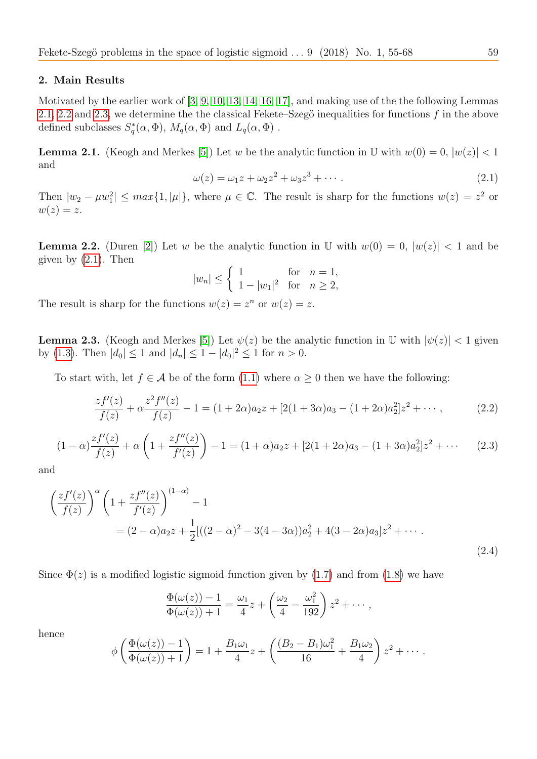## 2. Main Results

Motivated by the earlier work of [3, 9, 10, 13, 14, 16, 17], and making use of the the following Lemmas 2.1, 2.2 and 2.3, we determine the the classical Fekete–Szegö inequalities for functions $f$ in the above defined subclasses $S_q^*(\alpha, \Phi)$, $M_q(\alpha, \Phi)$ and $L_q(\alpha, \Phi)$ .

**Lemma 2.1.** (Keogh and Merkes [5]) Let $w$ be the analytic function in $\mathbb{U}$ with $w(0) = 0$, $|w(z)| < 1$ and

$$\omega(z) = \omega_1 z + \omega_2 z^2 + \omega_3 z^3 + \cdots . \tag{2.1}$$

Then $|w_2 - \mu w_1^2| \leq max\{1, |\mu|\}$, where $\mu \in \mathbb{C}$. The result is sharp for the functions $w(z) = z^2$ or $w(z) = z$.

**Lemma 2.2.** (Duren [2]) Let $w$ be the analytic function in $\mathbb{U}$ with $w(0) = 0$, $|w(z)| < 1$ and be given by (2.1). Then

$$|w_n| \leq \begin{cases} 1 & \text{for} \quad n = 1, \\ 1 - |w_1|^2 & \text{for} \quad n \geq 2, \end{cases}$$

The result is sharp for the functions $w(z) = z^n$ or $w(z) = z$.

**Lemma 2.3.** (Keogh and Merkes [5]) Let $\psi(z)$ be the analytic function in $\mathbb{U}$ with $|\psi(z)| < 1$ given by (1.3). Then $|d_0| \leq 1$ and $|d_n| \leq 1 - |d_0|^2 \leq 1$ for $n > 0$.

To start with, let $f \in \mathcal{A}$ be of the form (1.1) where $\alpha \geq 0$ then we have the following:

$$\frac{zf'(z)}{f(z)} + \alpha \frac{z^2 f''(z)}{f(z)} - 1 = (1 + 2\alpha)a_2 z + [2(1 + 3\alpha)a_3 - (1 + 2\alpha)a_2^2]z^2 + \cdots , \tag{2.2}$$

$$(1 - \alpha)\frac{zf'(z)}{f(z)} + \alpha\left(1 + \frac{zf''(z)}{f'(z)}\right) - 1 = (1 + \alpha)a_2 z + [2(1 + 2\alpha)a_3 - (1 + 3\alpha)a_2^2]z^2 + \cdots \tag{2.3}$$

and

$$\left(\frac{zf'(z)}{f(z)}\right)^{\alpha}\left(1 + \frac{zf''(z)}{f'(z)}\right)^{(1-\alpha)} - 1$$
$$= (2 - \alpha)a_2 z + \frac{1}{2}[((2 - \alpha)^2 - 3(4 - 3\alpha))a_2^2 + 4(3 - 2\alpha)a_3]z^2 + \cdots . \tag{2.4}$$

Since $\Phi(z)$ is a modified logistic sigmoid function given by (1.7) and from (1.8) we have

$$\frac{\Phi(\omega(z)) - 1}{\Phi(\omega(z)) + 1} = \frac{\omega_1}{4}z + \left(\frac{\omega_2}{4} - \frac{\omega_1^2}{192}\right)z^2 + \cdots ,$$

hence

$$\phi\left(\frac{\Phi(\omega(z)) - 1}{\Phi(\omega(z)) + 1}\right) = 1 + \frac{B_1\omega_1}{4}z + \left(\frac{(B_2 - B_1)\omega_1^2}{16} + \frac{B_1\omega_2}{4}\right)z^2 + \cdots .$$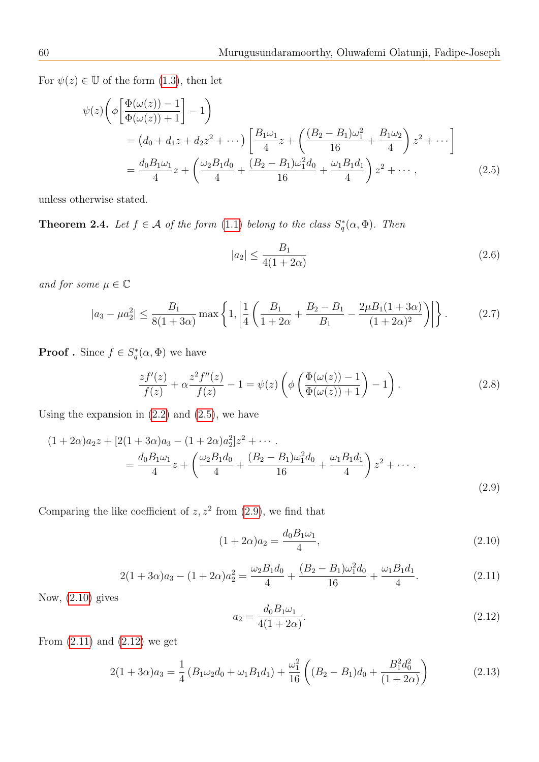For $\psi(z) \in \mathbb{U}$ of the form (1.3), then let

$$\psi(z)\left(\phi\left[\frac{\Phi(\omega(z))-1}{\Phi(\omega(z))+1}\right]-1\right)$$
$$= \left(d_0 + d_1 z + d_2 z^2 + \cdots\right)\left[\frac{B_1\omega_1}{4}z + \left(\frac{(B_2-B_1)\omega_1^2}{16} + \frac{B_1\omega_2}{4}\right)z^2 + \cdots\right]$$
$$= \frac{d_0 B_1 \omega_1}{4} z + \left(\frac{\omega_2 B_1 d_0}{4} + \frac{(B_2-B_1)\omega_1^2 d_0}{16} + \frac{\omega_1 B_1 d_1}{4}\right) z^2 + \cdots, \tag{2.5}$$

unless otherwise stated.

**Theorem 2.4.** *Let $f \in \mathcal{A}$ of the form (1.1) belong to the class $S_q^*(\alpha, \Phi)$. Then*

$$|a_2| \leq \frac{B_1}{4(1+2\alpha)} \tag{2.6}$$

*and for some $\mu \in \mathbb{C}$*

$$|a_3 - \mu a_2^2| \leq \frac{B_1}{8(1+3\alpha)} \max\left\{1, \left|\frac{1}{4}\left(\frac{B_1}{1+2\alpha} + \frac{B_2-B_1}{B_1} - \frac{2\mu B_1(1+3\alpha)}{(1+2\alpha)^2}\right)\right|\right\}. \tag{2.7}$$

**Proof .** Since $f \in S_q^*(\alpha, \Phi)$ we have

$$\frac{zf'(z)}{f(z)} + \alpha\frac{z^2 f''(z)}{f(z)} - 1 = \psi(z)\left(\phi\left(\frac{\Phi(\omega(z))-1}{\Phi(\omega(z))+1}\right)-1\right). \tag{2.8}$$

Using the expansion in (2.2) and (2.5), we have

$$(1+2\alpha)a_2 z + [2(1+3\alpha)a_3 - (1+2\alpha)a_2^2]z^2 + \cdots .$$
$$= \frac{d_0 B_1 \omega_1}{4} z + \left(\frac{\omega_2 B_1 d_0}{4} + \frac{(B_2-B_1)\omega_1^2 d_0}{16} + \frac{\omega_1 B_1 d_1}{4}\right) z^2 + \cdots . \tag{2.9}$$

Comparing the like coefficient of $z, z^2$ from (2.9), we find that

$$(1+2\alpha)a_2 = \frac{d_0 B_1 \omega_1}{4}, \tag{2.10}$$

$$2(1+3\alpha)a_3 - (1+2\alpha)a_2^2 = \frac{\omega_2 B_1 d_0}{4} + \frac{(B_2-B_1)\omega_1^2 d_0}{16} + \frac{\omega_1 B_1 d_1}{4}. \tag{2.11}$$

Now, (2.10) gives

$$a_2 = \frac{d_0 B_1 \omega_1}{4(1+2\alpha)}. \tag{2.12}$$

From (2.11) and (2.12) we get

$$2(1+3\alpha)a_3 = \frac{1}{4}\left(B_1\omega_2 d_0 + \omega_1 B_1 d_1\right) + \frac{\omega_1^2}{16}\left((B_2-B_1)d_0 + \frac{B_1^2 d_0^2}{(1+2\alpha)}\right) \tag{2.13}$$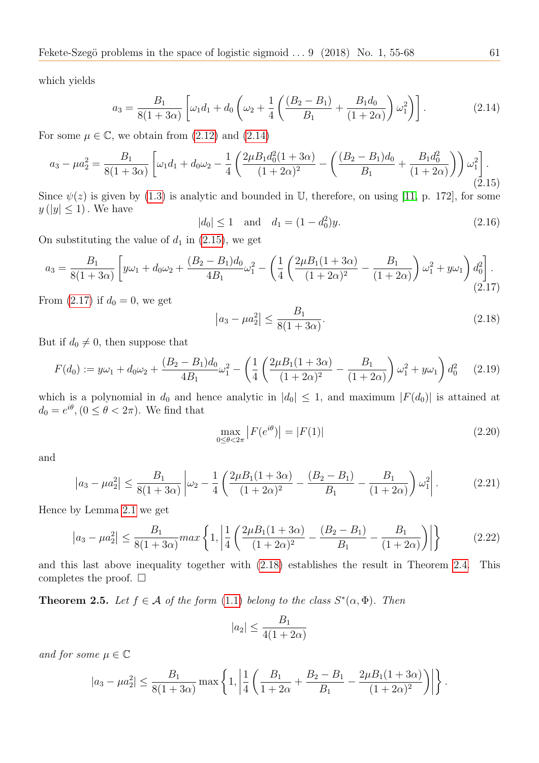which yields

$$a_3 = \frac{B_1}{8(1+3\alpha)}\left[\omega_1 d_1 + d_0\left(\omega_2 + \frac{1}{4}\left(\frac{(B_2-B_1)}{B_1} + \frac{B_1 d_0}{(1+2\alpha)}\right)\omega_1^2\right)\right]. \tag{2.14}$$

For some $\mu \in \mathbb{C}$, we obtain from (2.12) and (2.14)

$$a_3 - \mu a_2^2 = \frac{B_1}{8(1+3\alpha)}\left[\omega_1 d_1 + d_0\omega_2 - \frac{1}{4}\left(\frac{2\mu B_1 d_0^2(1+3\alpha)}{(1+2\alpha)^2} - \left(\frac{(B_2-B_1)d_0}{B_1} + \frac{B_1 d_0^2}{(1+2\alpha)}\right)\right)\omega_1^2\right]. \tag{2.15}$$

Since $\psi(z)$ is given by (1.3) is analytic and bounded in $\mathbb{U}$, therefore, on using [11, p. 172], for some $y\,(|y|\leq 1)$. We have

$$|d_0| \leq 1 \quad \text{and} \quad d_1 = (1-d_0^2)y. \tag{2.16}$$

On substituting the value of $d_1$ in (2.15), we get

$$a_3 = \frac{B_1}{8(1+3\alpha)}\left[y\omega_1 + d_0\omega_2 + \frac{(B_2-B_1)d_0}{4B_1}\omega_1^2 - \left(\frac{1}{4}\left(\frac{2\mu B_1(1+3\alpha)}{(1+2\alpha)^2} - \frac{B_1}{(1+2\alpha)}\right)\omega_1^2 + y\omega_1\right)d_0^2\right]. \tag{2.17}$$

From (2.17) if $d_0 = 0$, we get

$$\left|a_3 - \mu a_2^2\right| \leq \frac{B_1}{8(1+3\alpha)}. \tag{2.18}$$

But if $d_0 \neq 0$, then suppose that

$$F(d_0) := y\omega_1 + d_0\omega_2 + \frac{(B_2-B_1)d_0}{4B_1}\omega_1^2 - \left(\frac{1}{4}\left(\frac{2\mu B_1(1+3\alpha)}{(1+2\alpha)^2} - \frac{B_1}{(1+2\alpha)}\right)\omega_1^2 + y\omega_1\right)d_0^2 \tag{2.19}$$

which is a polynomial in $d_0$ and hence analytic in $|d_0| \leq 1$, and maximum $|F(d_0)|$ is attained at $d_0 = e^{i\theta}, (0 \leq \theta < 2\pi)$. We find that

$$\max_{0\leq\theta<2\pi}\left|F(e^{i\theta})\right| = |F(1)| \tag{2.20}$$

and

$$\left|a_3 - \mu a_2^2\right| \leq \frac{B_1}{8(1+3\alpha)}\left|\omega_2 - \frac{1}{4}\left(\frac{2\mu B_1(1+3\alpha)}{(1+2\alpha)^2} - \frac{(B_2-B_1)}{B_1} - \frac{B_1}{(1+2\alpha)}\right)\omega_1^2\right|. \tag{2.21}$$

Hence by Lemma 2.1 we get

$$\left|a_3 - \mu a_2^2\right| \leq \frac{B_1}{8(1+3\alpha)} max\left\{1, \left|\frac{1}{4}\left(\frac{2\mu B_1(1+3\alpha)}{(1+2\alpha)^2} - \frac{(B_2-B_1)}{B_1} - \frac{B_1}{(1+2\alpha)}\right)\right|\right\} \tag{2.22}$$

and this last above inequality together with (2.18) establishes the result in Theorem 2.4. This completes the proof. $\square$

**Theorem 2.5.** *Let $f \in \mathcal{A}$ of the form (1.1) belong to the class $S^*(\alpha, \Phi)$. Then*

$$|a_2| \leq \frac{B_1}{4(1+2\alpha)}$$

*and for some $\mu \in \mathbb{C}$*

$$|a_3 - \mu a_2^2| \leq \frac{B_1}{8(1+3\alpha)} \max\left\{1, \left|\frac{1}{4}\left(\frac{B_1}{1+2\alpha} + \frac{B_2-B_1}{B_1} - \frac{2\mu B_1(1+3\alpha)}{(1+2\alpha)^2}\right)\right|\right\}.$$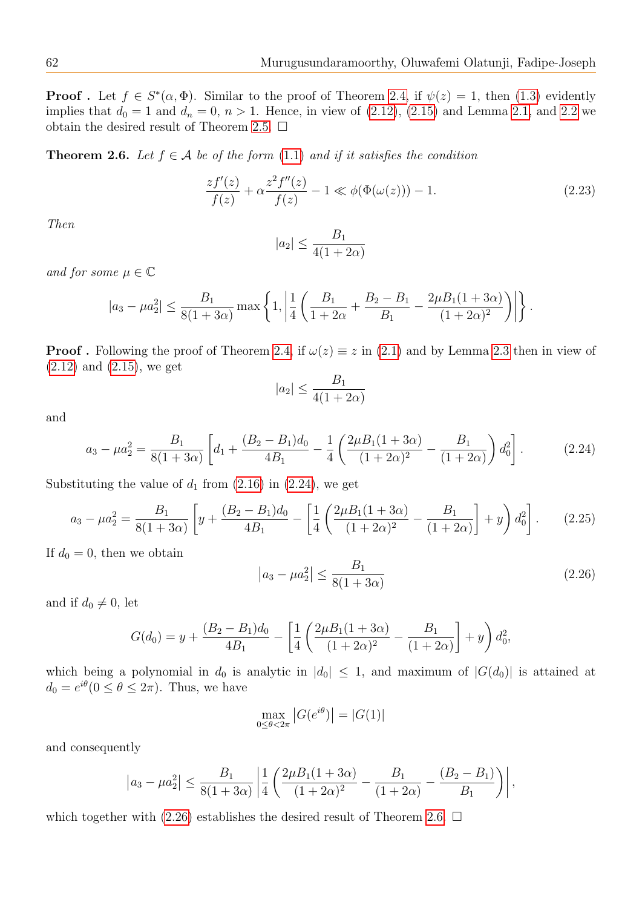**Proof .** Let $f \in S^*(\alpha, \Phi)$. Similar to the proof of Theorem 2.4, if $\psi(z) = 1$, then (1.3) evidently implies that $d_0 = 1$ and $d_n = 0$, $n > 1$. Hence, in view of (2.12), (2.15) and Lemma 2.1, and 2.2 we obtain the desired result of Theorem 2.5. □

**Theorem 2.6.** *Let $f \in \mathcal{A}$ be of the form (1.1) and if it satisfies the condition*

$$\frac{zf'(z)}{f(z)} + \alpha\frac{z^2 f''(z)}{f(z)} - 1 \ll \phi(\Phi(\omega(z))) - 1. \tag{2.23}$$

*Then*

$$|a_2| \leq \frac{B_1}{4(1+2\alpha)}$$

*and for some $\mu \in \mathbb{C}$*

$$|a_3 - \mu a_2^2| \leq \frac{B_1}{8(1+3\alpha)} \max\left\{1, \left|\frac{1}{4}\left(\frac{B_1}{1+2\alpha} + \frac{B_2 - B_1}{B_1} - \frac{2\mu B_1(1+3\alpha)}{(1+2\alpha)^2}\right)\right|\right\}.$$

**Proof .** Following the proof of Theorem 2.4, if $\omega(z) \equiv z$ in (2.1) and by Lemma 2.3 then in view of (2.12) and (2.15), we get

$$|a_2| \leq \frac{B_1}{4(1+2\alpha)}$$

and

$$a_3 - \mu a_2^2 = \frac{B_1}{8(1+3\alpha)}\left[d_1 + \frac{(B_2 - B_1)d_0}{4B_1} - \frac{1}{4}\left(\frac{2\mu B_1(1+3\alpha)}{(1+2\alpha)^2} - \frac{B_1}{(1+2\alpha)}\right)d_0^2\right]. \tag{2.24}$$

Substituting the value of $d_1$ from (2.16) in (2.24), we get

$$a_3 - \mu a_2^2 = \frac{B_1}{8(1+3\alpha)}\left[y + \frac{(B_2 - B_1)d_0}{4B_1} - \left[\frac{1}{4}\left(\frac{2\mu B_1(1+3\alpha)}{(1+2\alpha)^2} - \frac{B_1}{(1+2\alpha)}\right] + y\right)d_0^2\right]. \tag{2.25}$$

If $d_0 = 0$, then we obtain

$$\left|a_3 - \mu a_2^2\right| \leq \frac{B_1}{8(1+3\alpha)} \tag{2.26}$$

and if $d_0 \neq 0$, let

$$G(d_0) = y + \frac{(B_2 - B_1)d_0}{4B_1} - \left[\frac{1}{4}\left(\frac{2\mu B_1(1+3\alpha)}{(1+2\alpha)^2} - \frac{B_1}{(1+2\alpha)}\right] + y\right)d_0^2,$$

which being a polynomial in $d_0$ is analytic in $|d_0| \leq 1$, and maximum of $|G(d_0)|$ is attained at $d_0 = e^{i\theta}(0 \leq \theta \leq 2\pi)$. Thus, we have

$$\max_{0 \leq \theta < 2\pi}\left|G(e^{i\theta})\right| = |G(1)|$$

and consequently

$$\left|a_3 - \mu a_2^2\right| \leq \frac{B_1}{8(1+3\alpha)}\left|\frac{1}{4}\left(\frac{2\mu B_1(1+3\alpha)}{(1+2\alpha)^2} - \frac{B_1}{(1+2\alpha)} - \frac{(B_2 - B_1)}{B_1}\right)\right|,$$

which together with (2.26) establishes the desired result of Theorem 2.6. □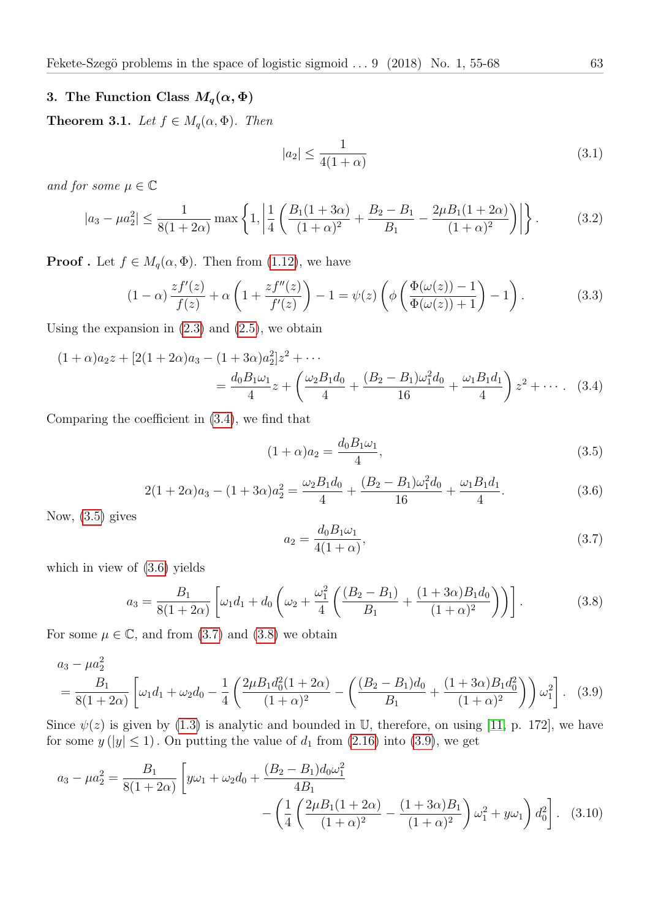## 3. The Function Class $M_q(\alpha, \Phi)$

**Theorem 3.1.** *Let $f \in M_q(\alpha, \Phi)$. Then*

$$|a_2| \leq \frac{1}{4(1+\alpha)} \tag{3.1}$$

*and for some $\mu \in \mathbb{C}$*

$$|a_3 - \mu a_2^2| \leq \frac{1}{8(1+2\alpha)} \max\left\{1, \left|\frac{1}{4}\left(\frac{B_1(1+3\alpha)}{(1+\alpha)^2} + \frac{B_2 - B_1}{B_1} - \frac{2\mu B_1(1+2\alpha)}{(1+\alpha)^2}\right)\right|\right\}. \tag{3.2}$$

**Proof .** Let $f \in M_q(\alpha, \Phi)$. Then from (1.12), we have

$$(1-\alpha)\frac{zf'(z)}{f(z)} + \alpha\left(1 + \frac{zf''(z)}{f'(z)}\right) - 1 = \psi(z)\left(\phi\left(\frac{\Phi(\omega(z)) - 1}{\Phi(\omega(z)) + 1}\right) - 1\right). \tag{3.3}$$

Using the expansion in (2.3) and (2.5), we obtain

$$(1+\alpha)a_2 z + [2(1+2\alpha)a_3 - (1+3\alpha)a_2^2]z^2 + \cdots$$
$$= \frac{d_0 B_1 \omega_1}{4}z + \left(\frac{\omega_2 B_1 d_0}{4} + \frac{(B_2 - B_1)\omega_1^2 d_0}{16} + \frac{\omega_1 B_1 d_1}{4}\right)z^2 + \cdots. \tag{3.4}$$

Comparing the coefficient in (3.4), we find that

$$(1+\alpha)a_2 = \frac{d_0 B_1 \omega_1}{4}, \tag{3.5}$$

$$2(1+2\alpha)a_3 - (1+3\alpha)a_2^2 = \frac{\omega_2 B_1 d_0}{4} + \frac{(B_2 - B_1)\omega_1^2 d_0}{16} + \frac{\omega_1 B_1 d_1}{4}. \tag{3.6}$$

Now, (3.5) gives

$$a_2 = \frac{d_0 B_1 \omega_1}{4(1+\alpha)}, \tag{3.7}$$

which in view of (3.6) yields

$$a_3 = \frac{B_1}{8(1+2\alpha)}\left[\omega_1 d_1 + d_0\left(\omega_2 + \frac{\omega_1^2}{4}\left(\frac{(B_2 - B_1)}{B_1} + \frac{(1+3\alpha)B_1 d_0}{(1+\alpha)^2}\right)\right)\right]. \tag{3.8}$$

For some $\mu \in \mathbb{C}$, and from (3.7) and (3.8) we obtain

$$a_3 - \mu a_2^2$$
$$= \frac{B_1}{8(1+2\alpha)}\left[\omega_1 d_1 + \omega_2 d_0 - \frac{1}{4}\left(\frac{2\mu B_1 d_0^2(1+2\alpha)}{(1+\alpha)^2} - \left(\frac{(B_2 - B_1)d_0}{B_1} + \frac{(1+3\alpha)B_1 d_0^2}{(1+\alpha)^2}\right)\right)\omega_1^2\right]. \tag{3.9}$$

Since $\psi(z)$ is given by (1.3) is analytic and bounded in $\mathbb{U}$, therefore, on using [11, p. 172], we have for some $y\,(|y| \leq 1)$. On putting the value of $d_1$ from (2.16) into (3.9), we get

$$a_3 - \mu a_2^2 = \frac{B_1}{8(1+2\alpha)}\left[y\omega_1 + \omega_2 d_0 + \frac{(B_2 - B_1)d_0\omega_1^2}{4B_1}\right.$$
$$\left. - \left(\frac{1}{4}\left(\frac{2\mu B_1(1+2\alpha)}{(1+\alpha)^2} - \frac{(1+3\alpha)B_1}{(1+\alpha)^2}\right)\omega_1^2 + y\omega_1\right)d_0^2\right]. \tag{3.10}$$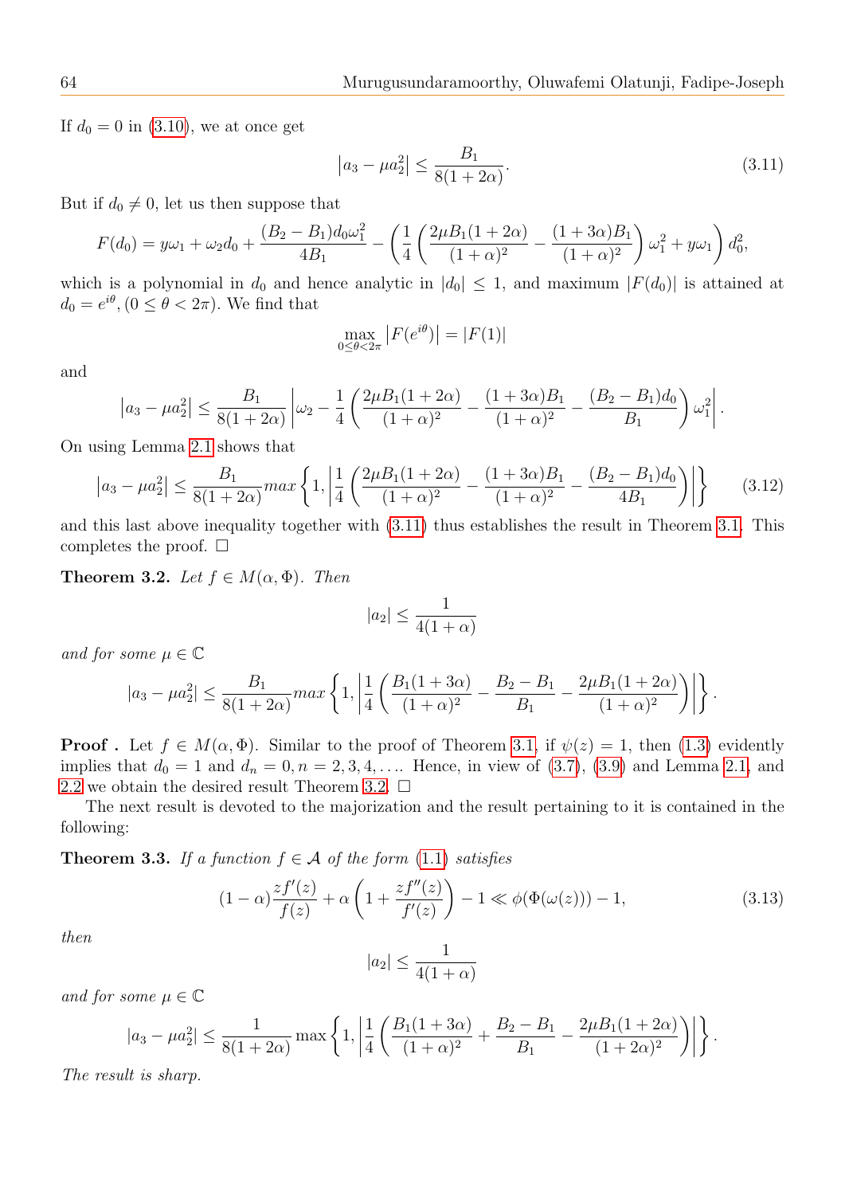If $d_0 = 0$ in (3.10), we at once get

$$\left|a_3 - \mu a_2^2\right| \leq \frac{B_1}{8(1+2\alpha)}. \tag{3.11}$$

But if $d_0 \neq 0$, let us then suppose that

$$F(d_0) = y\omega_1 + \omega_2 d_0 + \frac{(B_2 - B_1)d_0\omega_1^2}{4B_1} - \left(\frac{1}{4}\left(\frac{2\mu B_1(1+2\alpha)}{(1+\alpha)^2} - \frac{(1+3\alpha)B_1}{(1+\alpha)^2}\right)\omega_1^2 + y\omega_1\right)d_0^2,$$

which is a polynomial in $d_0$ and hence analytic in $|d_0| \leq 1$, and maximum $|F(d_0)|$ is attained at $d_0 = e^{i\theta}, (0 \leq \theta < 2\pi)$. We find that

$$\max_{0\leq\theta<2\pi}\left|F(e^{i\theta})\right| = |F(1)|$$

and

$$\left|a_3 - \mu a_2^2\right| \leq \frac{B_1}{8(1+2\alpha)}\left|\omega_2 - \frac{1}{4}\left(\frac{2\mu B_1(1+2\alpha)}{(1+\alpha)^2} - \frac{(1+3\alpha)B_1}{(1+\alpha)^2} - \frac{(B_2-B_1)d_0}{B_1}\right)\omega_1^2\right|.$$

On using Lemma 2.1 shows that

$$\left|a_3 - \mu a_2^2\right| \leq \frac{B_1}{8(1+2\alpha)}max\left\{1, \left|\frac{1}{4}\left(\frac{2\mu B_1(1+2\alpha)}{(1+\alpha)^2} - \frac{(1+3\alpha)B_1}{(1+\alpha)^2} - \frac{(B_2-B_1)d_0}{4B_1}\right)\right|\right\} \tag{3.12}$$

and this last above inequality together with (3.11) thus establishes the result in Theorem 3.1. This completes the proof. □

**Theorem 3.2.** *Let $f \in M(\alpha, \Phi)$. Then*

$$|a_2| \leq \frac{1}{4(1+\alpha)}$$

*and for some $\mu \in \mathbb{C}$*

$$|a_3 - \mu a_2^2| \leq \frac{B_1}{8(1+2\alpha)}max\left\{1, \left|\frac{1}{4}\left(\frac{B_1(1+3\alpha)}{(1+\alpha)^2} - \frac{B_2 - B_1}{B_1} - \frac{2\mu B_1(1+2\alpha)}{(1+\alpha)^2}\right)\right|\right\}.$$

**Proof .** Let $f \in M(\alpha, \Phi)$. Similar to the proof of Theorem 3.1, if $\psi(z) = 1$, then (1.3) evidently implies that $d_0 = 1$ and $d_n = 0, n = 2, 3, 4, \ldots$. Hence, in view of (3.7), (3.9) and Lemma 2.1, and 2.2 we obtain the desired result Theorem 3.2. □

The next result is devoted to the majorization and the result pertaining to it is contained in the following:

**Theorem 3.3.** *If a function $f \in \mathcal{A}$ of the form (1.1) satisfies*

$$(1-\alpha)\frac{zf'(z)}{f(z)} + \alpha\left(1 + \frac{zf''(z)}{f'(z)}\right) - 1 \ll \phi(\Phi(\omega(z))) - 1, \tag{3.13}$$

*then*

$$|a_2| \leq \frac{1}{4(1+\alpha)}$$

*and for some $\mu \in \mathbb{C}$*

$$|a_3 - \mu a_2^2| \leq \frac{1}{8(1+2\alpha)}\max\left\{1, \left|\frac{1}{4}\left(\frac{B_1(1+3\alpha)}{(1+\alpha)^2} + \frac{B_2 - B_1}{B_1} - \frac{2\mu B_1(1+2\alpha)}{(1+2\alpha)^2}\right)\right|\right\}.$$

*The result is sharp.*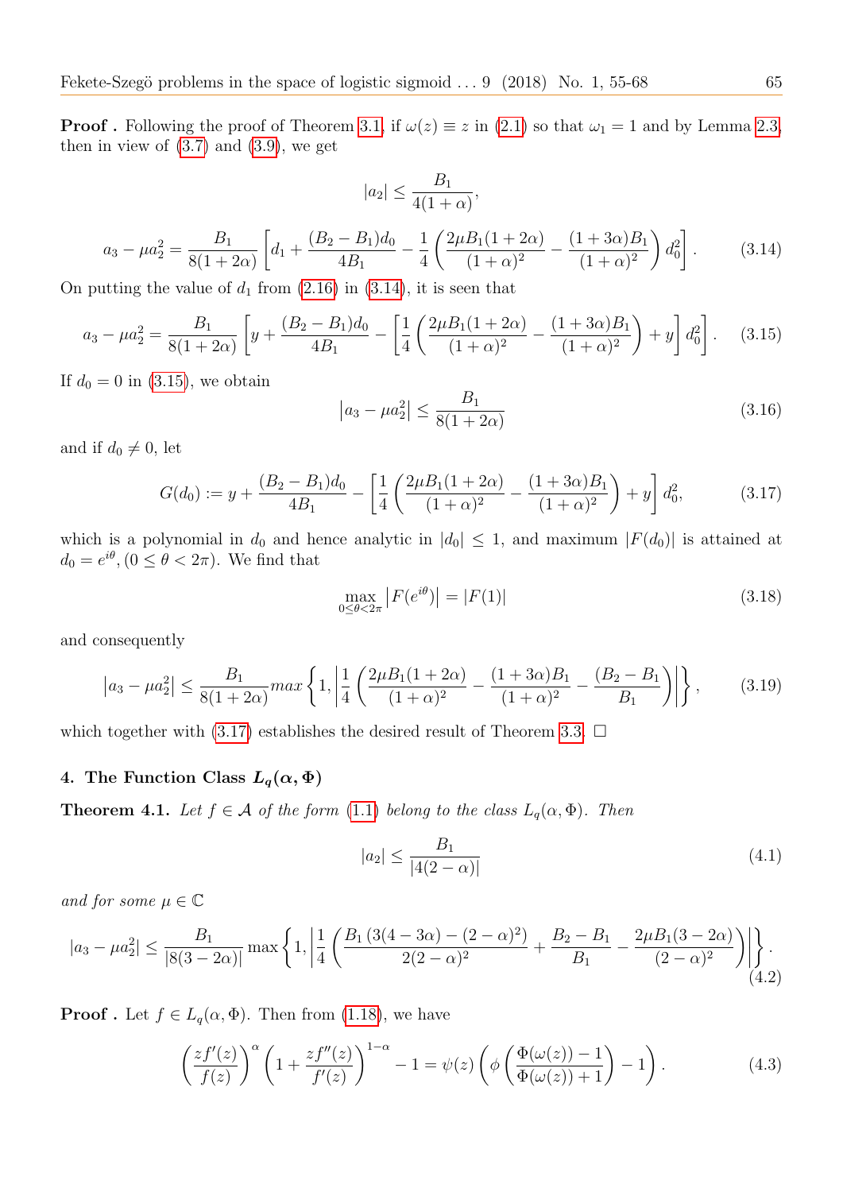**Proof .** Following the proof of Theorem 3.1, if $\omega(z) \equiv z$ in (2.1) so that $\omega_1 = 1$ and by Lemma 2.3, then in view of (3.7) and (3.9), we get

$$|a_2| \leq \frac{B_1}{4(1+\alpha)},$$

$$a_3 - \mu a_2^2 = \frac{B_1}{8(1+2\alpha)}\left[d_1 + \frac{(B_2 - B_1)d_0}{4B_1} - \frac{1}{4}\left(\frac{2\mu B_1(1+2\alpha)}{(1+\alpha)^2} - \frac{(1+3\alpha)B_1}{(1+\alpha)^2}\right)d_0^2\right]. \tag{3.14}$$

On putting the value of $d_1$ from (2.16) in (3.14), it is seen that

$$a_3 - \mu a_2^2 = \frac{B_1}{8(1+2\alpha)}\left[y + \frac{(B_2 - B_1)d_0}{4B_1} - \left[\frac{1}{4}\left(\frac{2\mu B_1(1+2\alpha)}{(1+\alpha)^2} - \frac{(1+3\alpha)B_1}{(1+\alpha)^2}\right) + y\right]d_0^2\right]. \tag{3.15}$$

If $d_0 = 0$ in (3.15), we obtain

$$\left|a_3 - \mu a_2^2\right| \leq \frac{B_1}{8(1+2\alpha)} \tag{3.16}$$

and if $d_0 \neq 0$, let

$$G(d_0) := y + \frac{(B_2 - B_1)d_0}{4B_1} - \left[\frac{1}{4}\left(\frac{2\mu B_1(1+2\alpha)}{(1+\alpha)^2} - \frac{(1+3\alpha)B_1}{(1+\alpha)^2}\right) + y\right]d_0^2, \tag{3.17}$$

which is a polynomial in $d_0$ and hence analytic in $|d_0| \leq 1$, and maximum $|F(d_0)|$ is attained at $d_0 = e^{i\theta}, (0 \leq \theta < 2\pi)$. We find that

$$\max_{0 \leq \theta < 2\pi}\left|F(e^{i\theta})\right| = |F(1)| \tag{3.18}$$

and consequently

$$\left|a_3 - \mu a_2^2\right| \leq \frac{B_1}{8(1+2\alpha)} max\left\{1, \left|\frac{1}{4}\left(\frac{2\mu B_1(1+2\alpha)}{(1+\alpha)^2} - \frac{(1+3\alpha)B_1}{(1+\alpha)^2} - \frac{(B_2 - B_1}{B_1}\right)\right|\right\}, \tag{3.19}$$

which together with (3.17) establishes the desired result of Theorem 3.3. □

## 4. The Function Class $L_q(\alpha, \Phi)$

**Theorem 4.1.** *Let $f \in \mathcal{A}$ of the form (1.1) belong to the class $L_q(\alpha, \Phi)$. Then*

$$|a_2| \leq \frac{B_1}{|4(2-\alpha)|} \tag{4.1}$$

*and for some $\mu \in \mathbb{C}$*

$$|a_3 - \mu a_2^2| \leq \frac{B_1}{|8(3-2\alpha)|}\max\left\{1, \left|\frac{1}{4}\left(\frac{B_1\left(3(4-3\alpha) - (2-\alpha)^2\right)}{2(2-\alpha)^2} + \frac{B_2 - B_1}{B_1} - \frac{2\mu B_1(3-2\alpha)}{(2-\alpha)^2}\right)\right|\right\}. \tag{4.2}$$

**Proof .** Let $f \in L_q(\alpha, \Phi)$. Then from (1.18), we have

$$\left(\frac{zf'(z)}{f(z)}\right)^{\alpha}\left(1 + \frac{zf''(z)}{f'(z)}\right)^{1-\alpha} - 1 = \psi(z)\left(\phi\left(\frac{\Phi(\omega(z)) - 1}{\Phi(\omega(z)) + 1}\right) - 1\right). \tag{4.3}$$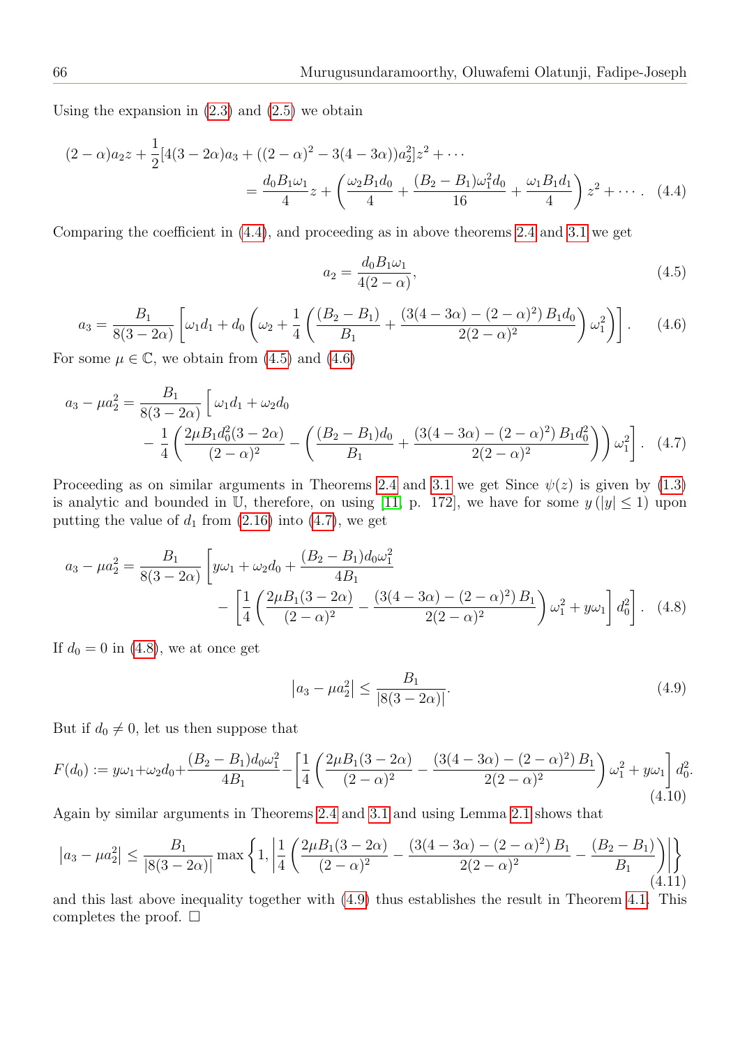Using the expansion in (2.3) and (2.5) we obtain

$$(2-\alpha)a_2 z + \frac{1}{2}[4(3-2\alpha)a_3 + ((2-\alpha)^2 - 3(4-3\alpha))a_2^2]z^2 + \cdots$$
$$= \frac{d_0 B_1 \omega_1}{4} z + \left(\frac{\omega_2 B_1 d_0}{4} + \frac{(B_2 - B_1)\omega_1^2 d_0}{16} + \frac{\omega_1 B_1 d_1}{4}\right) z^2 + \cdots. \quad (4.4)$$

Comparing the coefficient in (4.4), and proceeding as in above theorems 2.4 and 3.1 we get

$$a_2 = \frac{d_0 B_1 \omega_1}{4(2-\alpha)}, \quad (4.5)$$

$$a_3 = \frac{B_1}{8(3-2\alpha)}\left[\omega_1 d_1 + d_0\left(\omega_2 + \frac{1}{4}\left(\frac{(B_2 - B_1)}{B_1} + \frac{(3(4-3\alpha) - (2-\alpha)^2) B_1 d_0}{2(2-\alpha)^2}\right)\omega_1^2\right)\right]. \quad (4.6)$$

For some $\mu \in \mathbb{C}$, we obtain from (4.5) and (4.6)

$$a_3 - \mu a_2^2 = \frac{B_1}{8(3-2\alpha)}\Big[\,\omega_1 d_1 + \omega_2 d_0$$
$$- \frac{1}{4}\left(\frac{2\mu B_1 d_0^2 (3-2\alpha)}{(2-\alpha)^2} - \left(\frac{(B_2 - B_1)d_0}{B_1} + \frac{(3(4-3\alpha) - (2-\alpha)^2) B_1 d_0^2}{2(2-\alpha)^2}\right)\right)\omega_1^2\Big]. \quad (4.7)$$

Proceeding as on similar arguments in Theorems 2.4 and 3.1 we get Since $\psi(z)$ is given by (1.3) is analytic and bounded in $\mathbb{U}$, therefore, on using [11, p. 172], we have for some $y\,(|y| \le 1)$ upon putting the value of $d_1$ from (2.16) into (4.7), we get

$$a_3 - \mu a_2^2 = \frac{B_1}{8(3-2\alpha)}\Bigg[y\omega_1 + \omega_2 d_0 + \frac{(B_2 - B_1)d_0 \omega_1^2}{4B_1}$$
$$- \left[\frac{1}{4}\left(\frac{2\mu B_1 (3-2\alpha)}{(2-\alpha)^2} - \frac{(3(4-3\alpha) - (2-\alpha)^2) B_1}{2(2-\alpha)^2}\right)\omega_1^2 + y\omega_1\right] d_0^2\Bigg]. \quad (4.8)$$

If $d_0 = 0$ in (4.8), we at once get

$$\left|a_3 - \mu a_2^2\right| \le \frac{B_1}{|8(3-2\alpha)|}. \quad (4.9)$$

But if $d_0 \ne 0$, let us then suppose that

$$F(d_0) := y\omega_1 + \omega_2 d_0 + \frac{(B_2 - B_1)d_0 \omega_1^2}{4B_1} - \left[\frac{1}{4}\left(\frac{2\mu B_1 (3-2\alpha)}{(2-\alpha)^2} - \frac{(3(4-3\alpha) - (2-\alpha)^2) B_1}{2(2-\alpha)^2}\right)\omega_1^2 + y\omega_1\right] d_0^2. \quad (4.10)$$

Again by similar arguments in Theorems 2.4 and 3.1 and using Lemma 2.1 shows that

$$\left|a_3 - \mu a_2^2\right| \le \frac{B_1}{|8(3-2\alpha)|}\max\left\{1, \left|\frac{1}{4}\left(\frac{2\mu B_1 (3-2\alpha)}{(2-\alpha)^2} - \frac{(3(4-3\alpha) - (2-\alpha)^2) B_1}{2(2-\alpha)^2} - \frac{(B_2 - B_1)}{B_1}\right)\right|\right\} \quad (4.11)$$

and this last above inequality together with (4.9) thus establishes the result in Theorem 4.1. This completes the proof. □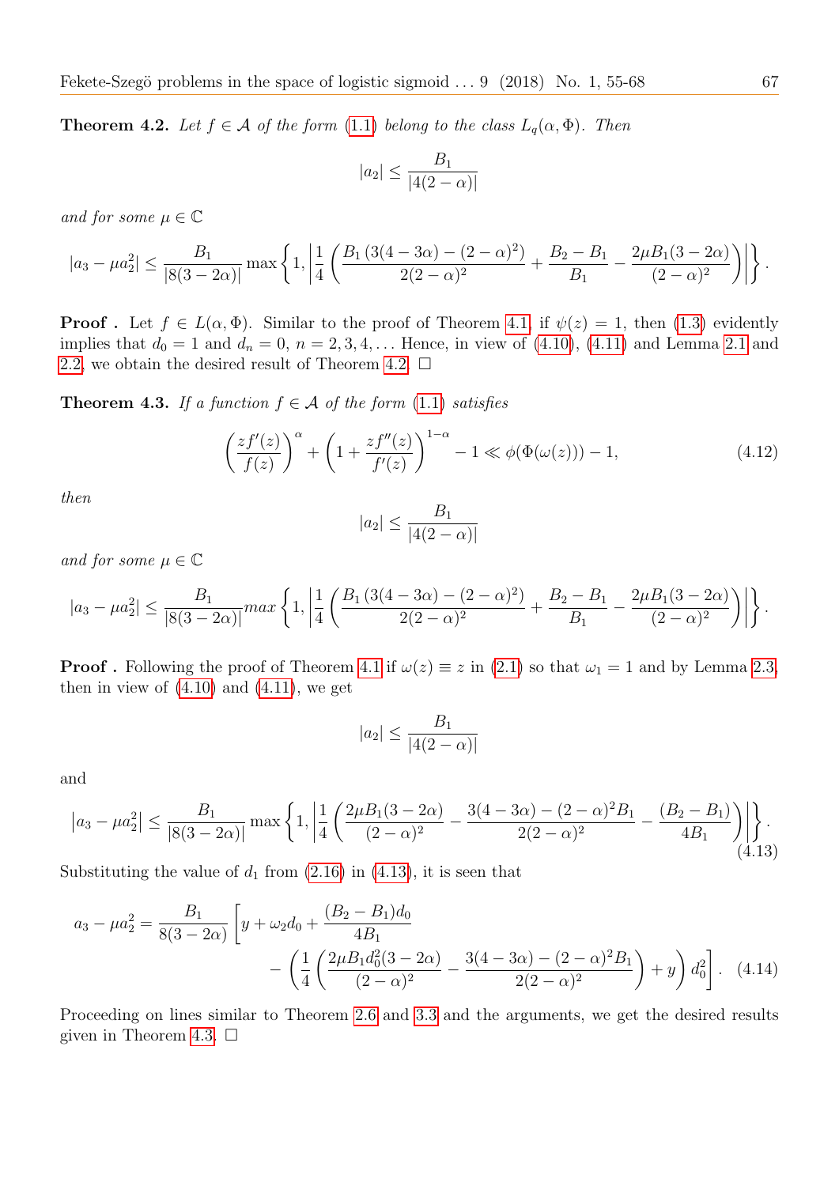**Theorem 4.2.** *Let $f \in \mathcal{A}$ of the form (1.1) belong to the class $L_q(\alpha, \Phi)$. Then*

$$|a_2| \leq \frac{B_1}{|4(2-\alpha)|}$$

*and for some $\mu \in \mathbb{C}$*

$$|a_3 - \mu a_2^2| \leq \frac{B_1}{|8(3-2\alpha)|} \max\left\{1, \left|\frac{1}{4}\left(\frac{B_1\,(3(4-3\alpha)-(2-\alpha)^2)}{2(2-\alpha)^2} + \frac{B_2 - B_1}{B_1} - \frac{2\mu B_1(3-2\alpha)}{(2-\alpha)^2}\right)\right|\right\}.$$

**Proof .** Let $f \in L(\alpha, \Phi)$. Similar to the proof of Theorem 4.1, if $\psi(z) = 1$, then (1.3) evidently implies that $d_0 = 1$ and $d_n = 0$, $n = 2, 3, 4, \ldots$ Hence, in view of (4.10), (4.11) and Lemma 2.1 and 2.2, we obtain the desired result of Theorem 4.2. $\square$

**Theorem 4.3.** *If a function $f \in \mathcal{A}$ of the form (1.1) satisfies*

$$\left(\frac{zf'(z)}{f(z)}\right)^{\alpha} + \left(1 + \frac{zf''(z)}{f'(z)}\right)^{1-\alpha} - 1 \ll \phi(\Phi(\omega(z))) - 1, \tag{4.12}$$

*then*

$$|a_2| \leq \frac{B_1}{|4(2-\alpha)|}$$

*and for some $\mu \in \mathbb{C}$*

$$|a_3 - \mu a_2^2| \leq \frac{B_1}{|8(3-2\alpha)|} max\left\{1, \left|\frac{1}{4}\left(\frac{B_1\,(3(4-3\alpha)-(2-\alpha)^2)}{2(2-\alpha)^2} + \frac{B_2 - B_1}{B_1} - \frac{2\mu B_1(3-2\alpha)}{(2-\alpha)^2}\right)\right|\right\}.$$

**Proof .** Following the proof of Theorem 4.1 if $\omega(z) \equiv z$ in (2.1) so that $\omega_1 = 1$ and by Lemma 2.3, then in view of (4.10) and (4.11), we get

$$|a_2| \leq \frac{B_1}{|4(2-\alpha)|}$$

and

$$\left|a_3 - \mu a_2^2\right| \leq \frac{B_1}{|8(3-2\alpha)|} \max\left\{1, \left|\frac{1}{4}\left(\frac{2\mu B_1(3-2\alpha)}{(2-\alpha)^2} - \frac{3(4-3\alpha)-(2-\alpha)^2 B_1}{2(2-\alpha)^2} - \frac{(B_2 - B_1)}{4B_1}\right)\right|\right\}. \tag{4.13}$$

Substituting the value of $d_1$ from (2.16) in (4.13), it is seen that

$$a_3 - \mu a_2^2 = \frac{B_1}{8(3-2\alpha)}\left[y + \omega_2 d_0 + \frac{(B_2 - B_1)d_0}{4B_1} - \left(\frac{1}{4}\left(\frac{2\mu B_1 d_0^2(3-2\alpha)}{(2-\alpha)^2} - \frac{3(4-3\alpha)-(2-\alpha)^2 B_1}{2(2-\alpha)^2}\right) + y\right) d_0^2\right]. \tag{4.14}$$

Proceeding on lines similar to Theorem 2.6 and 3.3 and the arguments, we get the desired results given in Theorem 4.3. $\square$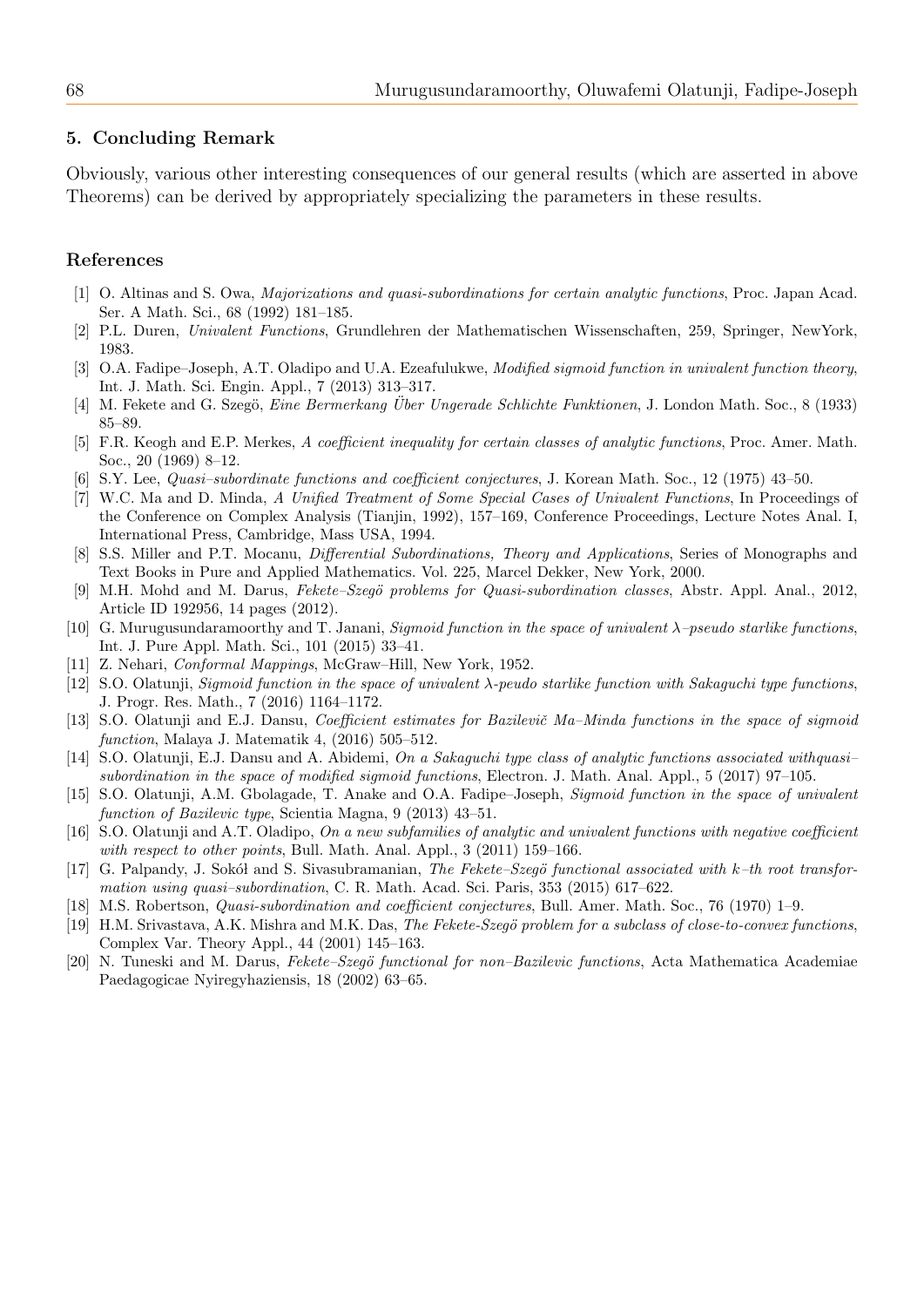## 5. Concluding Remark

Obviously, various other interesting consequences of our general results (which are asserted in above Theorems) can be derived by appropriately specializing the parameters in these results.

## References

[1] O. Altinas and S. Owa, *Majorizations and quasi-subordinations for certain analytic functions*, Proc. Japan Acad. Ser. A Math. Sci., 68 (1992) 181–185.

[2] P.L. Duren, *Univalent Functions*, Grundlehren der Mathematischen Wissenschaften, 259, Springer, NewYork, 1983.

[3] O.A. Fadipe–Joseph, A.T. Oladipo and U.A. Ezeafulukwe, *Modified sigmoid function in univalent function theory*, Int. J. Math. Sci. Engin. Appl., 7 (2013) 313–317.

[4] M. Fekete and G. Szegö, *Eine Bermerkang Über Ungerade Schlichte Funktionen*, J. London Math. Soc., 8 (1933) 85–89.

[5] F.R. Keogh and E.P. Merkes, *A coefficient inequality for certain classes of analytic functions*, Proc. Amer. Math. Soc., 20 (1969) 8–12.

[6] S.Y. Lee, *Quasi–subordinate functions and coefficient conjectures*, J. Korean Math. Soc., 12 (1975) 43–50.

[7] W.C. Ma and D. Minda, *A Unified Treatment of Some Special Cases of Univalent Functions*, In Proceedings of the Conference on Complex Analysis (Tianjin, 1992), 157–169, Conference Proceedings, Lecture Notes Anal. I, International Press, Cambridge, Mass USA, 1994.

[8] S.S. Miller and P.T. Mocanu, *Differential Subordinations, Theory and Applications*, Series of Monographs and Text Books in Pure and Applied Mathematics. Vol. 225, Marcel Dekker, New York, 2000.

[9] M.H. Mohd and M. Darus, *Fekete–Szegö problems for Quasi-subordination classes*, Abstr. Appl. Anal., 2012, Article ID 192956, 14 pages (2012).

[10] G. Murugusundaramoorthy and T. Janani, *Sigmoid function in the space of univalent $\lambda$–pseudo starlike functions*, Int. J. Pure Appl. Math. Sci., 101 (2015) 33–41.

[11] Z. Nehari, *Conformal Mappings*, McGraw–Hill, New York, 1952.

[12] S.O. Olatunji, *Sigmoid function in the space of univalent $\lambda$-peudo starlike function with Sakaguchi type functions*, J. Progr. Res. Math., 7 (2016) 1164–1172.

[13] S.O. Olatunji and E.J. Dansu, *Coefficient estimates for Bazilevič Ma–Minda functions in the space of sigmoid function*, Malaya J. Matematik 4, (2016) 505–512.

[14] S.O. Olatunji, E.J. Dansu and A. Abidemi, *On a Sakaguchi type class of analytic functions associated withquasi–subordination in the space of modified sigmoid functions*, Electron. J. Math. Anal. Appl., 5 (2017) 97–105.

[15] S.O. Olatunji, A.M. Gbolagade, T. Anake and O.A. Fadipe–Joseph, *Sigmoid function in the space of univalent function of Bazilevic type*, Scientia Magna, 9 (2013) 43–51.

[16] S.O. Olatunji and A.T. Oladipo, *On a new subfamilies of analytic and univalent functions with negative coefficient with respect to other points*, Bull. Math. Anal. Appl., 3 (2011) 159–166.

[17] G. Palpandy, J. Sokół and S. Sivasubramanian, *The Fekete–Szegö functional associated with k–th root transformation using quasi–subordination*, C. R. Math. Acad. Sci. Paris, 353 (2015) 617–622.

[18] M.S. Robertson, *Quasi-subordination and coefficient conjectures*, Bull. Amer. Math. Soc., 76 (1970) 1–9.

[19] H.M. Srivastava, A.K. Mishra and M.K. Das, *The Fekete-Szegö problem for a subclass of close-to-convex functions*, Complex Var. Theory Appl., 44 (2001) 145–163.

[20] N. Tuneski and M. Darus, *Fekete–Szegö functional for non–Bazilevic functions*, Acta Mathematica Academiae Paedagogicae Nyiregyhaziensis, 18 (2002) 63–65.